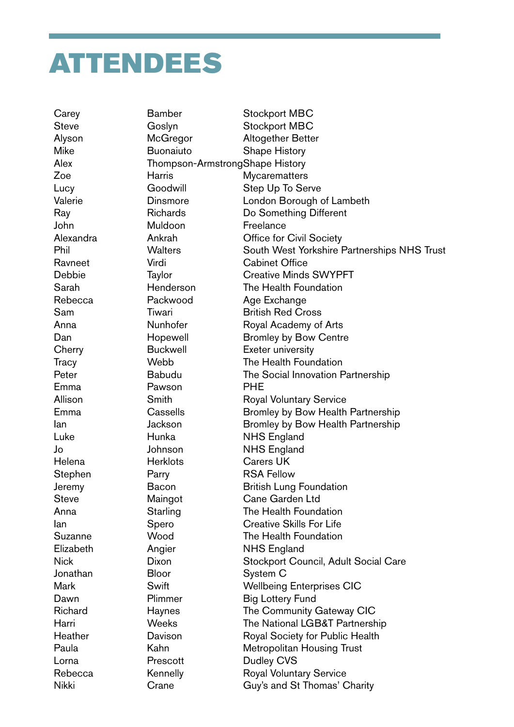# ATTENDEES

| | | |
|---|---|---|
| Carey | Bamber | Stockport MBC |
| Steve | Goslyn | Stockport MBC |
| Alyson | McGregor | Altogether Better |
| Mike | Buonaiuto | Shape History |
| Alex | Thompson-Armstrong | Shape History |
| Zoe | Harris | Mycarematters |
| Lucy | Goodwill | Step Up To Serve |
| Valerie | Dinsmore | London Borough of Lambeth |
| Ray | Richards | Do Something Different |
| John | Muldoon | Freelance |
| Alexandra | Ankrah | Office for Civil Society |
| Phil | Walters | South West Yorkshire Partnerships NHS Trust |
| Ravneet | Virdi | Cabinet Office |
| Debbie | Taylor | Creative Minds SWYPFT |
| Sarah | Henderson | The Health Foundation |
| Rebecca | Packwood | Age Exchange |
| Sam | Tiwari | British Red Cross |
| Anna | Nunhofer | Royal Academy of Arts |
| Dan | Hopewell | Bromley by Bow Centre |
| Cherry | Buckwell | Exeter university |
| Tracy | Webb | The Health Foundation |
| Peter | Babudu | The Social Innovation Partnership |
| Emma | Pawson | PHE |
| Allison | Smith | Royal Voluntary Service |
| Emma | Cassells | Bromley by Bow Health Partnership |
| Ian | Jackson | Bromley by Bow Health Partnership |
| Luke | Hunka | NHS England |
| Jo | Johnson | NHS England |
| Helena | Herklots | Carers UK |
| Stephen | Parry | RSA Fellow |
| Jeremy | Bacon | British Lung Foundation |
| Steve | Maingot | Cane Garden Ltd |
| Anna | Starling | The Health Foundation |
| Ian | Spero | Creative Skills For Life |
| Suzanne | Wood | The Health Foundation |
| Elizabeth | Angier | NHS England |
| Nick | Dixon | Stockport Council, Adult Social Care |
| Jonathan | Bloor | System C |
| Mark | Swift | Wellbeing Enterprises CIC |
| Dawn | Plimmer | Big Lottery Fund |
| Richard | Haynes | The Community Gateway CIC |
| Harri | Weeks | The National LGB&T Partnership |
| Heather | Davison | Royal Society for Public Health |
| Paula | Kahn | Metropolitan Housing Trust |
| Lorna | Prescott | Dudley CVS |
| Rebecca | Kennelly | Royal Voluntary Service |
| Nikki | Crane | Guy's and St Thomas' Charity |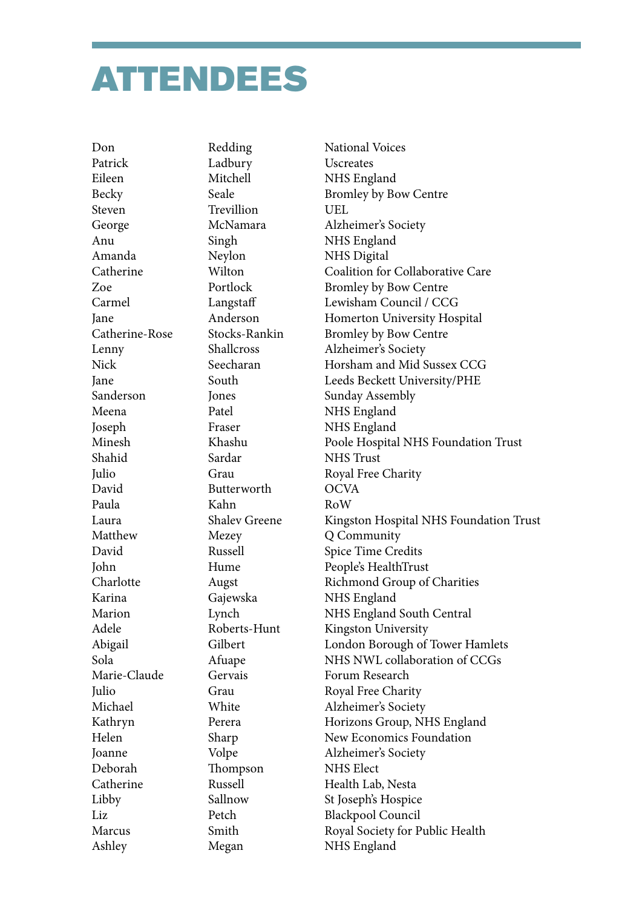# ATTENDEES

| | | |
|---|---|---|
| Don | Redding | National Voices |
| Patrick | Ladbury | Uscreates |
| Eileen | Mitchell | NHS England |
| Becky | Seale | Bromley by Bow Centre |
| Steven | Trevillion | UEL |
| George | McNamara | Alzheimer's Society |
| Anu | Singh | NHS England |
| Amanda | Neylon | NHS Digital |
| Catherine | Wilton | Coalition for Collaborative Care |
| Zoe | Portlock | Bromley by Bow Centre |
| Carmel | Langstaff | Lewisham Council / CCG |
| Jane | Anderson | Homerton University Hospital |
| Catherine-Rose | Stocks-Rankin | Bromley by Bow Centre |
| Lenny | Shallcross | Alzheimer's Society |
| Nick | Seecharan | Horsham and Mid Sussex CCG |
| Jane | South | Leeds Beckett University/PHE |
| Sanderson | Jones | Sunday Assembly |
| Meena | Patel | NHS England |
| Joseph | Fraser | NHS England |
| Minesh | Khashu | Poole Hospital NHS Foundation Trust |
| Shahid | Sardar | NHS Trust |
| Julio | Grau | Royal Free Charity |
| David | Butterworth | OCVA |
| Paula | Kahn | RoW |
| Laura | Shalev Greene | Kingston Hospital NHS Foundation Trust |
| Matthew | Mezey | Q Community |
| David | Russell | Spice Time Credits |
| John | Hume | People's HealthTrust |
| Charlotte | Augst | Richmond Group of Charities |
| Karina | Gajewska | NHS England |
| Marion | Lynch | NHS England South Central |
| Adele | Roberts-Hunt | Kingston University |
| Abigail | Gilbert | London Borough of Tower Hamlets |
| Sola | Afuape | NHS NWL collaboration of CCGs |
| Marie-Claude | Gervais | Forum Research |
| Julio | Grau | Royal Free Charity |
| Michael | White | Alzheimer's Society |
| Kathryn | Perera | Horizons Group, NHS England |
| Helen | Sharp | New Economics Foundation |
| Joanne | Volpe | Alzheimer's Society |
| Deborah | Thompson | NHS Elect |
| Catherine | Russell | Health Lab, Nesta |
| Libby | Sallnow | St Joseph's Hospice |
| Liz | Petch | Blackpool Council |
| Marcus | Smith | Royal Society for Public Health |
| Ashley | Megan | NHS England |